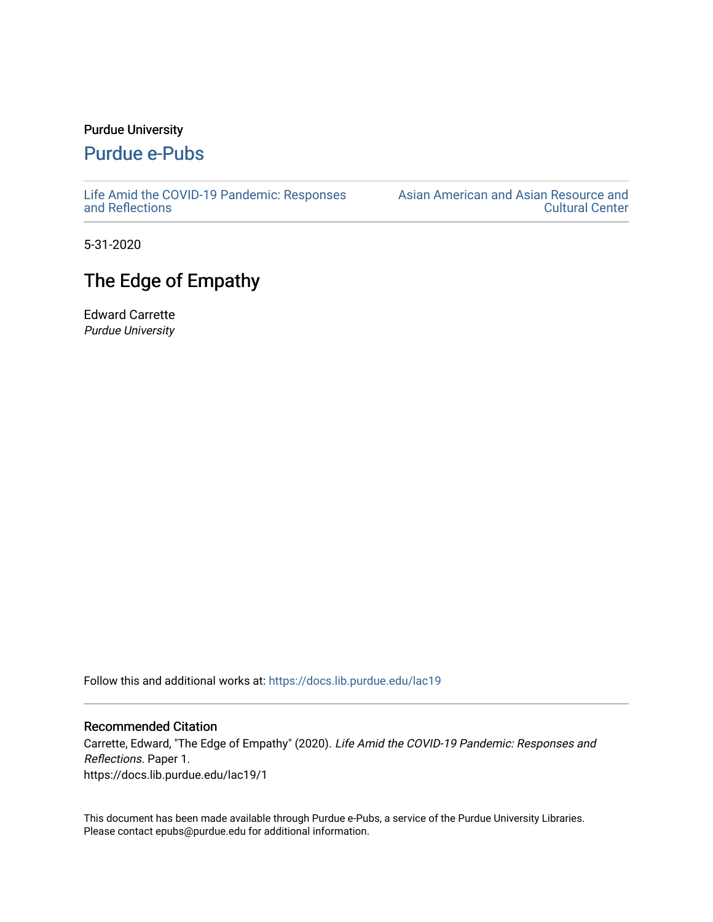Purdue University

## Purdue e-Pubs

Life Amid the COVID-19 Pandemic: Responses and Reflections

Asian American and Asian Resource and Cultural Center

5-31-2020

# The Edge of Empathy

Edward Carrette
*Purdue University*

Follow this and additional works at: https://docs.lib.purdue.edu/lac19

### Recommended Citation

Carrette, Edward, "The Edge of Empathy" (2020). *Life Amid the COVID-19 Pandemic: Responses and Reflections.* Paper 1.
https://docs.lib.purdue.edu/lac19/1

This document has been made available through Purdue e-Pubs, a service of the Purdue University Libraries. Please contact epubs@purdue.edu for additional information.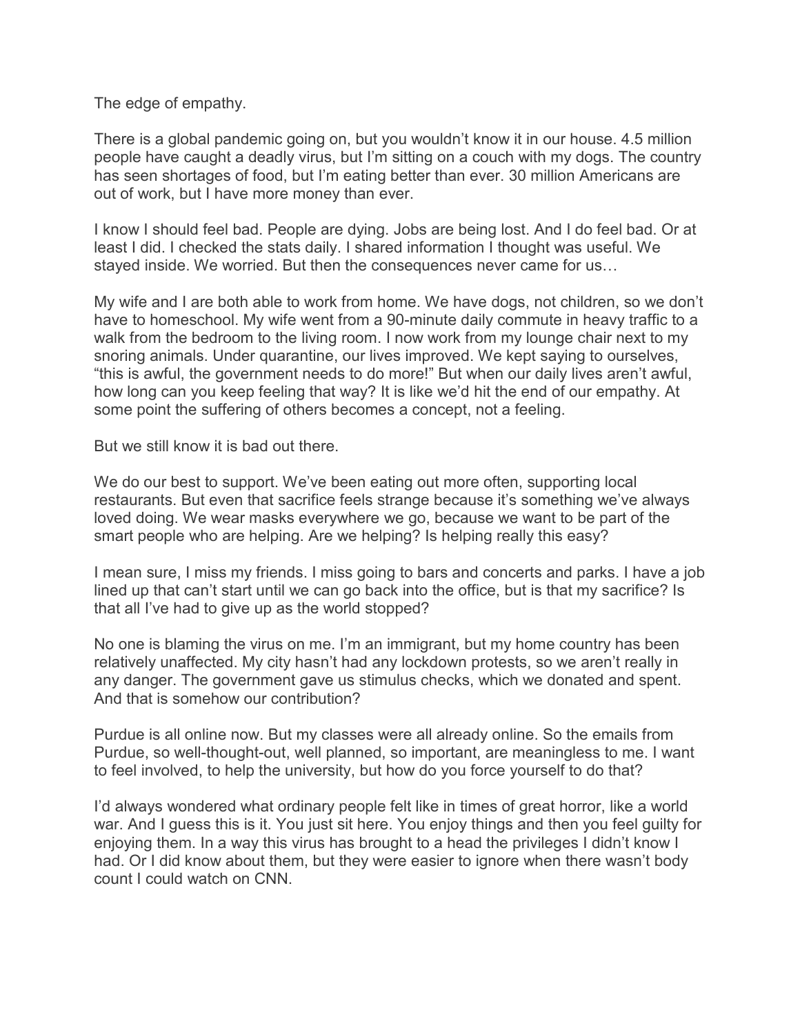The edge of empathy.

There is a global pandemic going on, but you wouldn't know it in our house. 4.5 million people have caught a deadly virus, but I'm sitting on a couch with my dogs. The country has seen shortages of food, but I'm eating better than ever. 30 million Americans are out of work, but I have more money than ever.

I know I should feel bad. People are dying. Jobs are being lost. And I do feel bad. Or at least I did. I checked the stats daily. I shared information I thought was useful. We stayed inside. We worried. But then the consequences never came for us…

My wife and I are both able to work from home. We have dogs, not children, so we don't have to homeschool. My wife went from a 90-minute daily commute in heavy traffic to a walk from the bedroom to the living room. I now work from my lounge chair next to my snoring animals. Under quarantine, our lives improved. We kept saying to ourselves, "this is awful, the government needs to do more!" But when our daily lives aren't awful, how long can you keep feeling that way? It is like we'd hit the end of our empathy. At some point the suffering of others becomes a concept, not a feeling.

But we still know it is bad out there.

We do our best to support. We've been eating out more often, supporting local restaurants. But even that sacrifice feels strange because it's something we've always loved doing. We wear masks everywhere we go, because we want to be part of the smart people who are helping. Are we helping? Is helping really this easy?

I mean sure, I miss my friends. I miss going to bars and concerts and parks. I have a job lined up that can't start until we can go back into the office, but is that my sacrifice? Is that all I've had to give up as the world stopped?

No one is blaming the virus on me. I'm an immigrant, but my home country has been relatively unaffected. My city hasn't had any lockdown protests, so we aren't really in any danger. The government gave us stimulus checks, which we donated and spent. And that is somehow our contribution?

Purdue is all online now. But my classes were all already online. So the emails from Purdue, so well-thought-out, well planned, so important, are meaningless to me. I want to feel involved, to help the university, but how do you force yourself to do that?

I'd always wondered what ordinary people felt like in times of great horror, like a world war. And I guess this is it. You just sit here. You enjoy things and then you feel guilty for enjoying them. In a way this virus has brought to a head the privileges I didn't know I had. Or I did know about them, but they were easier to ignore when there wasn't body count I could watch on CNN.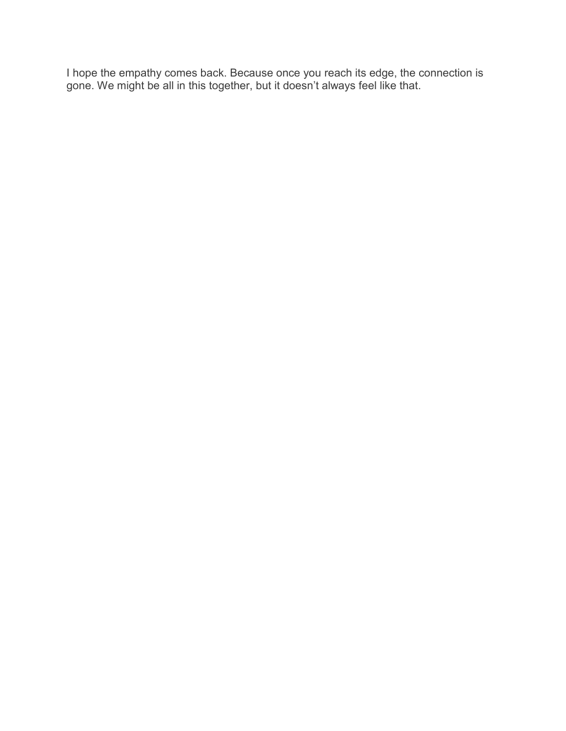I hope the empathy comes back. Because once you reach its edge, the connection is gone. We might be all in this together, but it doesn't always feel like that.